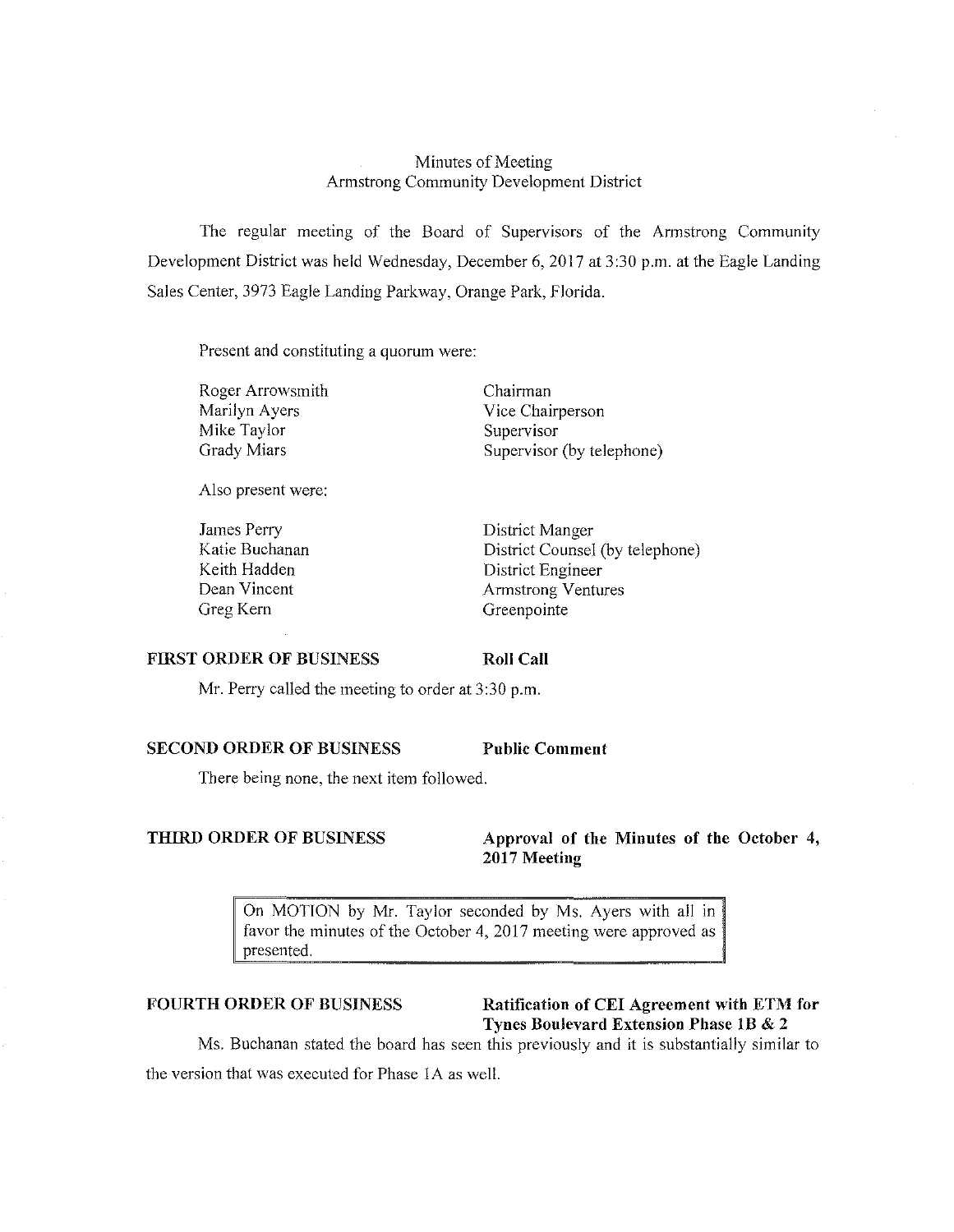# Minutes of Meeting
## Armstrong Community Development District

The regular meeting of the Board of Supervisors of the Armstrong Community Development District was held Wednesday, December 6, 2017 at 3:30 p.m. at the Eagle Landing Sales Center, 3973 Eagle Landing Parkway, Orange Park, Florida.

Present and constituting a quorum were:

| | |
|---|---|
| Roger Arrowsmith | Chairman |
| Marilyn Ayers | Vice Chairperson |
| Mike Taylor | Supervisor |
| Grady Miars | Supervisor (by telephone) |

Also present were:

| | |
|---|---|
| James Perry | District Manger |
| Katie Buchanan | District Counsel (by telephone) |
| Keith Hadden | District Engineer |
| Dean Vincent | Armstrong Ventures |
| Greg Kern | Greenpointe |

**FIRST ORDER OF BUSINESS** **Roll Call**

Mr. Perry called the meeting to order at 3:30 p.m.

**SECOND ORDER OF BUSINESS** **Public Comment**

There being none, the next item followed.

**THIRD ORDER OF BUSINESS** **Approval of the Minutes of the October 4, 2017 Meeting**

> On MOTION by Mr. Taylor seconded by Ms. Ayers with all in favor the minutes of the October 4, 2017 meeting were approved as presented.

**FOURTH ORDER OF BUSINESS** **Ratification of CEI Agreement with ETM for Tynes Boulevard Extension Phase 1B & 2**

Ms. Buchanan stated the board has seen this previously and it is substantially similar to the version that was executed for Phase 1A as well.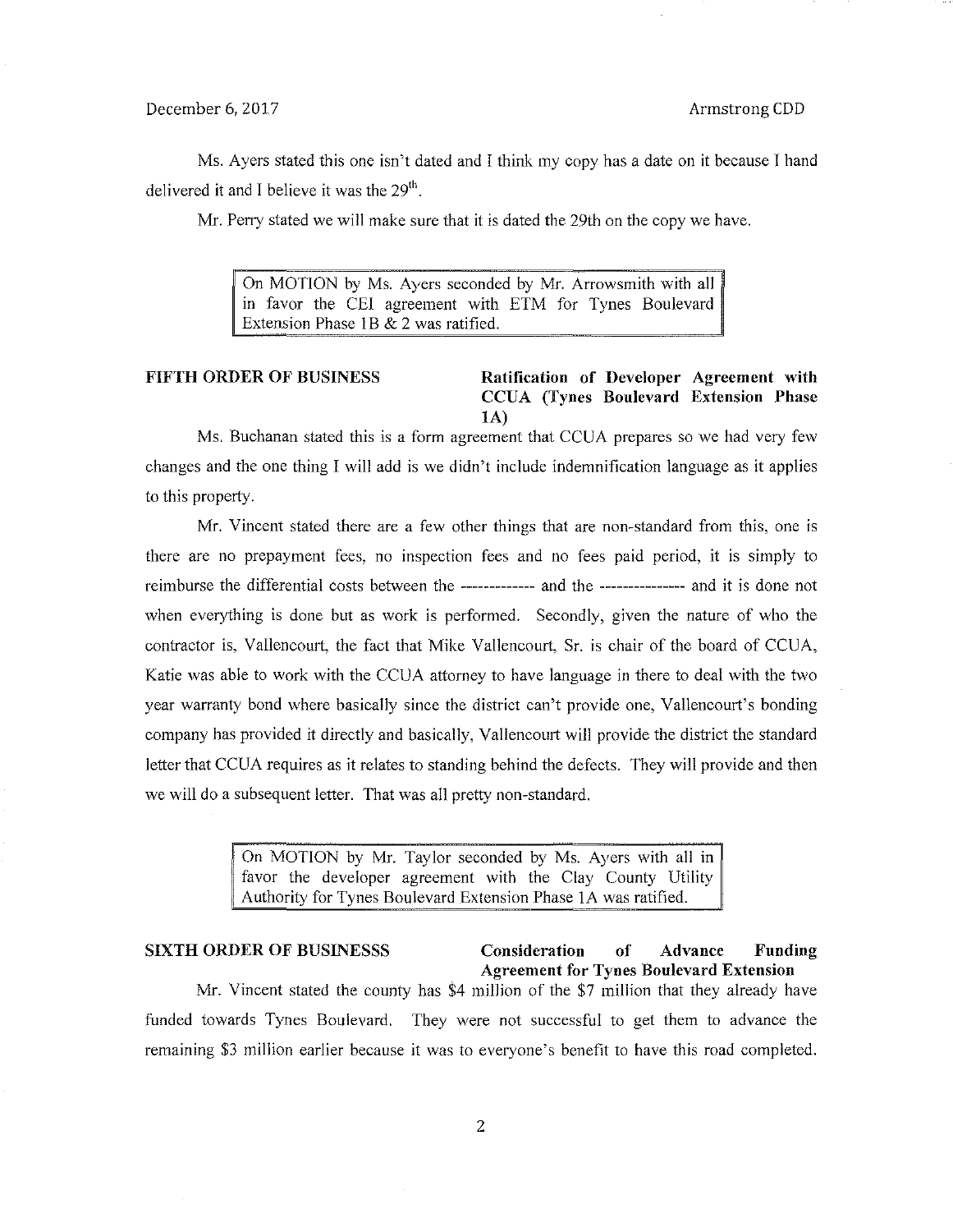Ms. Ayers stated this one isn't dated and I think my copy has a date on it because I hand delivered it and I believe it was the 29th.

Mr. Perry stated we will make sure that it is dated the 29th on the copy we have.

> On MOTION by Ms. Ayers seconded by Mr. Arrowsmith with all in favor the CEI agreement with ETM for Tynes Boulevard Extension Phase 1B & 2 was ratified.

**FIFTH ORDER OF BUSINESS** **Ratification of Developer Agreement with CCUA (Tynes Boulevard Extension Phase 1A)**

Ms. Buchanan stated this is a form agreement that CCUA prepares so we had very few changes and the one thing I will add is we didn't include indemnification language as it applies to this property.

Mr. Vincent stated there are a few other things that are non-standard from this, one is there are no prepayment fees, no inspection fees and no fees paid period, it is simply to reimburse the differential costs between the ------------ and the -------------- and it is done not when everything is done but as work is performed. Secondly, given the nature of who the contractor is, Vallencourt, the fact that Mike Vallencourt, Sr. is chair of the board of CCUA, Katie was able to work with the CCUA attorney to have language in there to deal with the two year warranty bond where basically since the district can't provide one, Vallencourt's bonding company has provided it directly and basically, Vallencourt will provide the district the standard letter that CCUA requires as it relates to standing behind the defects. They will provide and then we will do a subsequent letter. That was all pretty non-standard.

> On MOTION by Mr. Taylor seconded by Ms. Ayers with all in favor the developer agreement with the Clay County Utility Authority for Tynes Boulevard Extension Phase 1A was ratified.

**SIXTH ORDER OF BUSINESSS** **Consideration of Advance Funding Agreement for Tynes Boulevard Extension**

Mr. Vincent stated the county has $4 million of the $7 million that they already have funded towards Tynes Boulevard. They were not successful to get them to advance the remaining $3 million earlier because it was to everyone's benefit to have this road completed.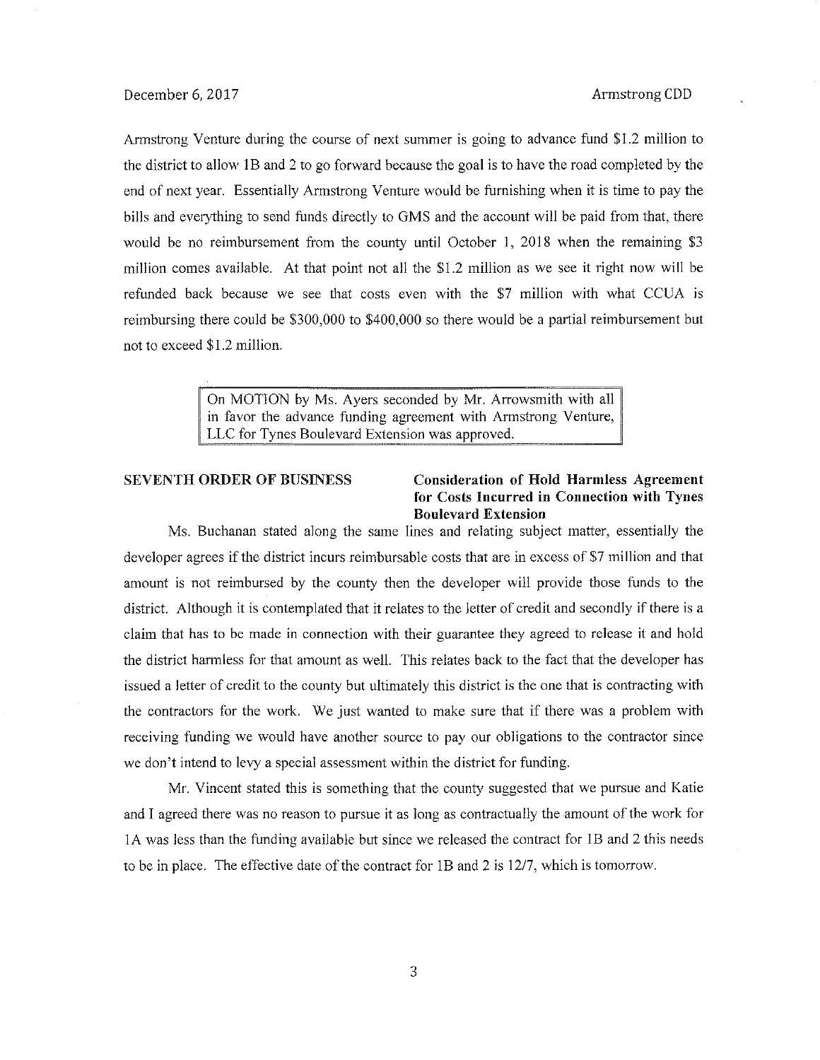Armstrong Venture during the course of next summer is going to advance fund $1.2 million to the district to allow 1B and 2 to go forward because the goal is to have the road completed by the end of next year. Essentially Armstrong Venture would be furnishing when it is time to pay the bills and everything to send funds directly to GMS and the account will be paid from that, there would be no reimbursement from the county until October 1, 2018 when the remaining $3 million comes available. At that point not all the $1.2 million as we see it right now will be refunded back because we see that costs even with the $7 million with what CCUA is reimbursing there could be $300,000 to $400,000 so there would be a partial reimbursement but not to exceed $1.2 million.

> On MOTION by Ms. Ayers seconded by Mr. Arrowsmith with all in favor the advance funding agreement with Armstrong Venture, LLC for Tynes Boulevard Extension was approved.

**SEVENTH ORDER OF BUSINESS** **Consideration of Hold Harmless Agreement for Costs Incurred in Connection with Tynes Boulevard Extension**

Ms. Buchanan stated along the same lines and relating subject matter, essentially the developer agrees if the district incurs reimbursable costs that are in excess of $7 million and that amount is not reimbursed by the county then the developer will provide those funds to the district. Although it is contemplated that it relates to the letter of credit and secondly if there is a claim that has to be made in connection with their guarantee they agreed to release it and hold the district harmless for that amount as well. This relates back to the fact that the developer has issued a letter of credit to the county but ultimately this district is the one that is contracting with the contractors for the work. We just wanted to make sure that if there was a problem with receiving funding we would have another source to pay our obligations to the contractor since we don't intend to levy a special assessment within the district for funding.

Mr. Vincent stated this is something that the county suggested that we pursue and Katie and I agreed there was no reason to pursue it as long as contractually the amount of the work for 1A was less than the funding available but since we released the contract for 1B and 2 this needs to be in place. The effective date of the contract for 1B and 2 is 12/7, which is tomorrow.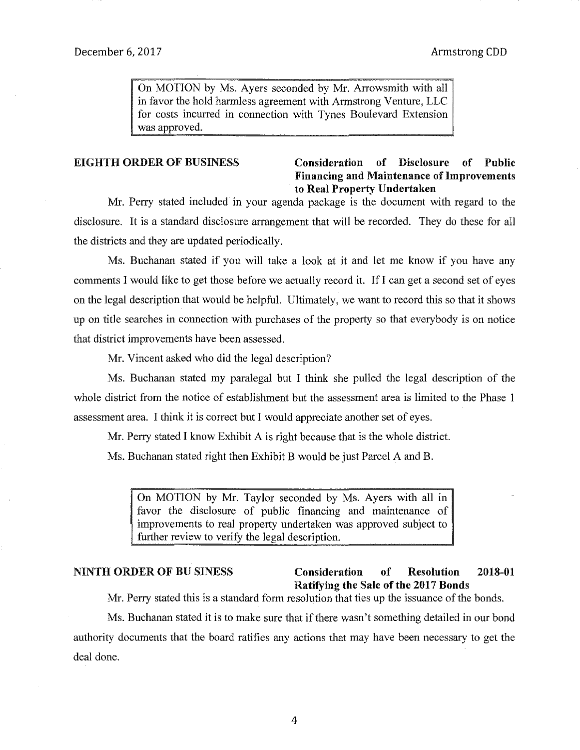> On MOTION by Ms. Ayers seconded by Mr. Arrowsmith with all in favor the hold harmless agreement with Armstrong Venture, LLC for costs incurred in connection with Tynes Boulevard Extension was approved.

**EIGHTH ORDER OF BUSINESS** **Consideration of Disclosure of Public Financing and Maintenance of Improvements to Real Property Undertaken**

Mr. Perry stated included in your agenda package is the document with regard to the disclosure. It is a standard disclosure arrangement that will be recorded. They do these for all the districts and they are updated periodically.

Ms. Buchanan stated if you will take a look at it and let me know if you have any comments I would like to get those before we actually record it. If I can get a second set of eyes on the legal description that would be helpful. Ultimately, we want to record this so that it shows up on title searches in connection with purchases of the property so that everybody is on notice that district improvements have been assessed.

Mr. Vincent asked who did the legal description?

Ms. Buchanan stated my paralegal but I think she pulled the legal description of the whole district from the notice of establishment but the assessment area is limited to the Phase 1 assessment area. I think it is correct but I would appreciate another set of eyes.

Mr. Perry stated I know Exhibit A is right because that is the whole district.

Ms. Buchanan stated right then Exhibit B would be just Parcel A and B.

> On MOTION by Mr. Taylor seconded by Ms. Ayers with all in favor the disclosure of public financing and maintenance of improvements to real property undertaken was approved subject to further review to verify the legal description.

**NINTH ORDER OF BUSINESS** **Consideration of Resolution 2018-01 Ratifying the Sale of the 2017 Bonds**

Mr. Perry stated this is a standard form resolution that ties up the issuance of the bonds.

Ms. Buchanan stated it is to make sure that if there wasn't something detailed in our bond authority documents that the board ratifies any actions that may have been necessary to get the deal done.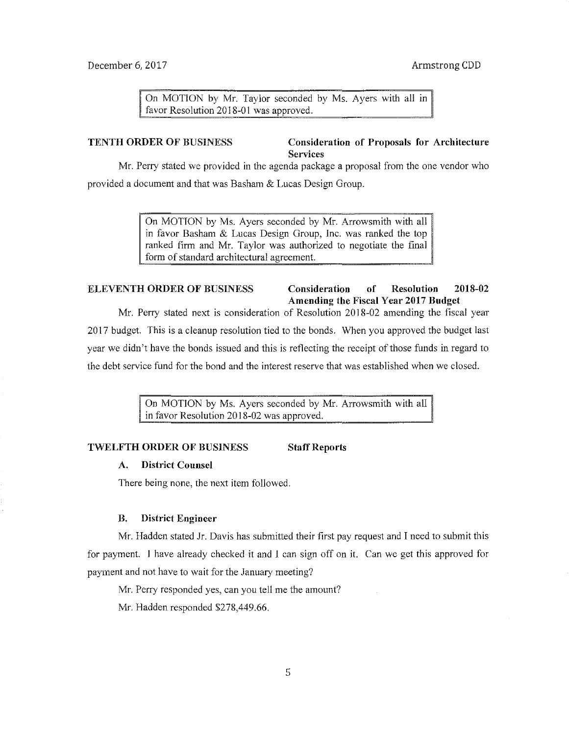On MOTION by Mr. Taylor seconded by Ms. Ayers with all in favor Resolution 2018-01 was approved.

**TENTH ORDER OF BUSINESS** **Consideration of Proposals for Architecture Services**

Mr. Perry stated we provided in the agenda package a proposal from the one vendor who provided a document and that was Basham & Lucas Design Group.

On MOTION by Ms. Ayers seconded by Mr. Arrowsmith with all in favor Basham & Lucas Design Group, Inc. was ranked the top ranked firm and Mr. Taylor was authorized to negotiate the final form of standard architectural agreement.

**ELEVENTH ORDER OF BUSINESS** **Consideration of Resolution 2018-02 Amending the Fiscal Year 2017 Budget**

Mr. Perry stated next is consideration of Resolution 2018-02 amending the fiscal year 2017 budget. This is a cleanup resolution tied to the bonds. When you approved the budget last year we didn't have the bonds issued and this is reflecting the receipt of those funds in regard to the debt service fund for the bond and the interest reserve that was established when we closed.

On MOTION by Ms. Ayers seconded by Mr. Arrowsmith with all in favor Resolution 2018-02 was approved.

**TWELFTH ORDER OF BUSINESS** **Staff Reports**

**A. District Counsel**

There being none, the next item followed.

**B. District Engineer**

Mr. Hadden stated Jr. Davis has submitted their first pay request and I need to submit this for payment. I have already checked it and I can sign off on it. Can we get this approved for payment and not have to wait for the January meeting?

Mr. Perry responded yes, can you tell me the amount?

Mr. Hadden responded $278,449.66.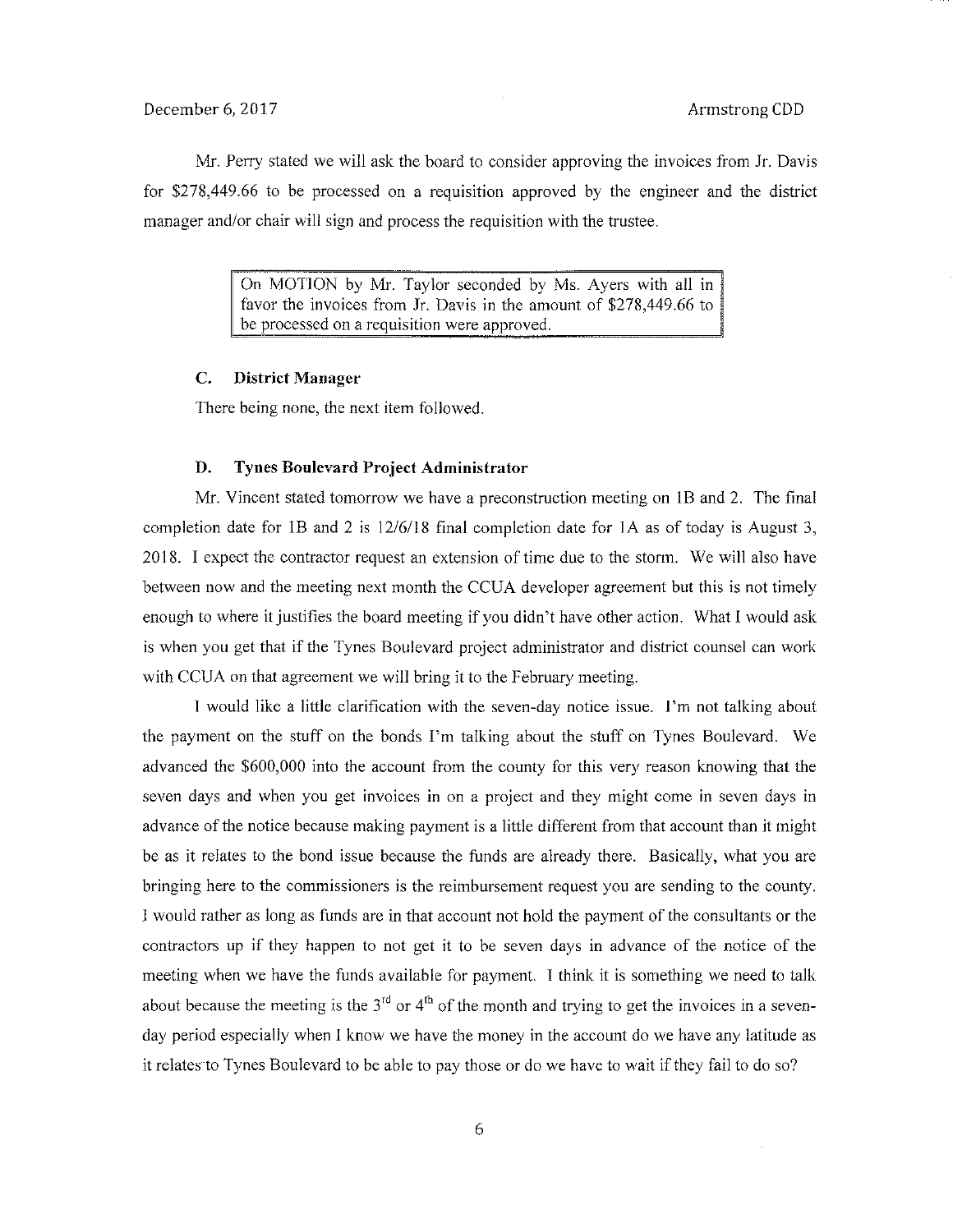Mr. Perry stated we will ask the board to consider approving the invoices from Jr. Davis for $278,449.66 to be processed on a requisition approved by the engineer and the district manager and/or chair will sign and process the requisition with the trustee.

> On MOTION by Mr. Taylor seconded by Ms. Ayers with all in favor the invoices from Jr. Davis in the amount of $278,449.66 to be processed on a requisition were approved.

### C. District Manager

There being none, the next item followed.

### D. Tynes Boulevard Project Administrator

Mr. Vincent stated tomorrow we have a preconstruction meeting on 1B and 2. The final completion date for 1B and 2 is 12/6/18 final completion date for 1A as of today is August 3, 2018. I expect the contractor request an extension of time due to the storm. We will also have between now and the meeting next month the CCUA developer agreement but this is not timely enough to where it justifies the board meeting if you didn't have other action. What I would ask is when you get that if the Tynes Boulevard project administrator and district counsel can work with CCUA on that agreement we will bring it to the February meeting.

I would like a little clarification with the seven-day notice issue. I'm not talking about the payment on the stuff on the bonds I'm talking about the stuff on Tynes Boulevard. We advanced the $600,000 into the account from the county for this very reason knowing that the seven days and when you get invoices in on a project and they might come in seven days in advance of the notice because making payment is a little different from that account than it might be as it relates to the bond issue because the funds are already there. Basically, what you are bringing here to the commissioners is the reimbursement request you are sending to the county. I would rather as long as funds are in that account not hold the payment of the consultants or the contractors up if they happen to not get it to be seven days in advance of the notice of the meeting when we have the funds available for payment. I think it is something we need to talk about because the meeting is the 3rd or 4th of the month and trying to get the invoices in a seven-day period especially when I know we have the money in the account do we have any latitude as it relates to Tynes Boulevard to be able to pay those or do we have to wait if they fail to do so?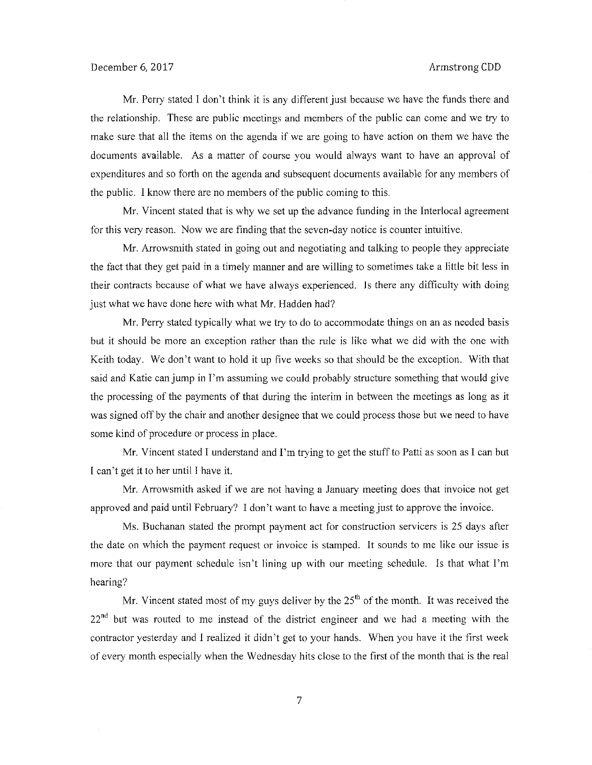Mr. Perry stated I don't think it is any different just because we have the funds there and the relationship. These are public meetings and members of the public can come and we try to make sure that all the items on the agenda if we are going to have action on them we have the documents available. As a matter of course you would always want to have an approval of expenditures and so forth on the agenda and subsequent documents available for any members of the public. I know there are no members of the public coming to this.

Mr. Vincent stated that is why we set up the advance funding in the Interlocal agreement for this very reason. Now we are finding that the seven-day notice is counter intuitive.

Mr. Arrowsmith stated in going out and negotiating and talking to people they appreciate the fact that they get paid in a timely manner and are willing to sometimes take a little bit less in their contracts because of what we have always experienced. Is there any difficulty with doing just what we have done here with what Mr. Hadden had?

Mr. Perry stated typically what we try to do to accommodate things on an as needed basis but it should be more an exception rather than the rule is like what we did with the one with Keith today. We don't want to hold it up five weeks so that should be the exception. With that said and Katie can jump in I'm assuming we could probably structure something that would give the processing of the payments of that during the interim in between the meetings as long as it was signed off by the chair and another designee that we could process those but we need to have some kind of procedure or process in place.

Mr. Vincent stated I understand and I'm trying to get the stuff to Patti as soon as I can but I can't get it to her until I have it.

Mr. Arrowsmith asked if we are not having a January meeting does that invoice not get approved and paid until February? I don't want to have a meeting just to approve the invoice.

Ms. Buchanan stated the prompt payment act for construction servicers is 25 days after the date on which the payment request or invoice is stamped. It sounds to me like our issue is more that our payment schedule isn't lining up with our meeting schedule. Is that what I'm hearing?

Mr. Vincent stated most of my guys deliver by the 25th of the month. It was received the 22nd but was routed to me instead of the district engineer and we had a meeting with the contractor yesterday and I realized it didn't get to your hands. When you have it the first week of every month especially when the Wednesday hits close to the first of the month that is the real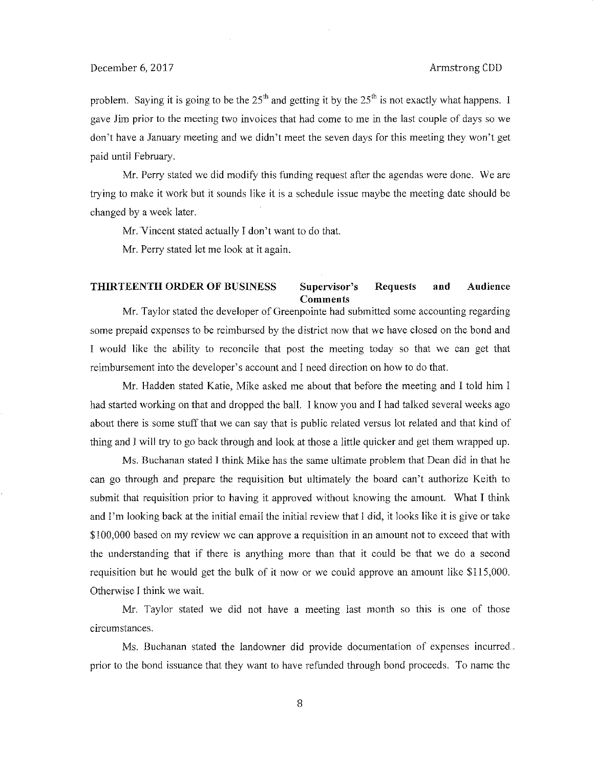problem. Saying it is going to be the 25th and getting it by the 25th is not exactly what happens. I gave Jim prior to the meeting two invoices that had come to me in the last couple of days so we don't have a January meeting and we didn't meet the seven days for this meeting they won't get paid until February.

Mr. Perry stated we did modify this funding request after the agendas were done. We are trying to make it work but it sounds like it is a schedule issue maybe the meeting date should be changed by a week later.

Mr. Vincent stated actually I don't want to do that.

Mr. Perry stated let me look at it again.

## THIRTEENTH ORDER OF BUSINESS — Supervisor's Requests and Audience Comments

Mr. Taylor stated the developer of Greenpointe had submitted some accounting regarding some prepaid expenses to be reimbursed by the district now that we have closed on the bond and I would like the ability to reconcile that post the meeting today so that we can get that reimbursement into the developer's account and I need direction on how to do that.

Mr. Hadden stated Katie, Mike asked me about that before the meeting and I told him I had started working on that and dropped the ball. I know you and I had talked several weeks ago about there is some stuff that we can say that is public related versus lot related and that kind of thing and I will try to go back through and look at those a little quicker and get them wrapped up.

Ms. Buchanan stated I think Mike has the same ultimate problem that Dean did in that he can go through and prepare the requisition but ultimately the board can't authorize Keith to submit that requisition prior to having it approved without knowing the amount. What I think and I'm looking back at the initial email the initial review that I did, it looks like it is give or take $100,000 based on my review we can approve a requisition in an amount not to exceed that with the understanding that if there is anything more than that it could be that we do a second requisition but he would get the bulk of it now or we could approve an amount like $115,000. Otherwise I think we wait.

Mr. Taylor stated we did not have a meeting last month so this is one of those circumstances.

Ms. Buchanan stated the landowner did provide documentation of expenses incurred prior to the bond issuance that they want to have refunded through bond proceeds. To name the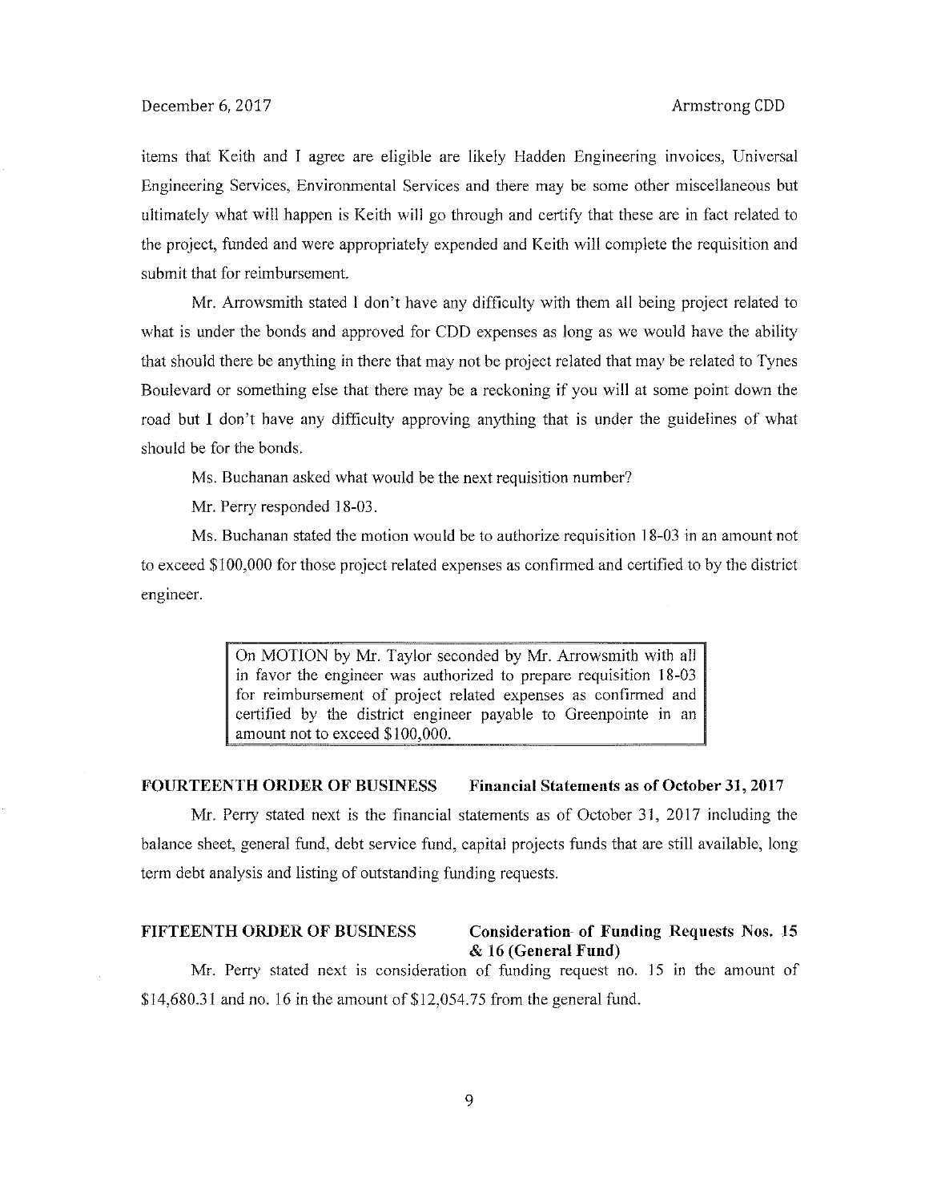items that Keith and I agree are eligible are likely Hadden Engineering invoices, Universal Engineering Services, Environmental Services and there may be some other miscellaneous but ultimately what will happen is Keith will go through and certify that these are in fact related to the project, funded and were appropriately expended and Keith will complete the requisition and submit that for reimbursement.

Mr. Arrowsmith stated I don't have any difficulty with them all being project related to what is under the bonds and approved for CDD expenses as long as we would have the ability that should there be anything in there that may not be project related that may be related to Tynes Boulevard or something else that there may be a reckoning if you will at some point down the road but I don't have any difficulty approving anything that is under the guidelines of what should be for the bonds.

Ms. Buchanan asked what would be the next requisition number?

Mr. Perry responded 18-03.

Ms. Buchanan stated the motion would be to authorize requisition 18-03 in an amount not to exceed $100,000 for those project related expenses as confirmed and certified to by the district engineer.

> On MOTION by Mr. Taylor seconded by Mr. Arrowsmith with all in favor the engineer was authorized to prepare requisition 18-03 for reimbursement of project related expenses as confirmed and certified by the district engineer payable to Greenpointe in an amount not to exceed $100,000.

**FOURTEENTH ORDER OF BUSINESS Financial Statements as of October 31, 2017**

Mr. Perry stated next is the financial statements as of October 31, 2017 including the balance sheet, general fund, debt service fund, capital projects funds that are still available, long term debt analysis and listing of outstanding funding requests.

**FIFTEENTH ORDER OF BUSINESS Consideration of Funding Requests Nos. 15 & 16 (General Fund)**

Mr. Perry stated next is consideration of funding request no. 15 in the amount of $14,680.31 and no. 16 in the amount of $12,054.75 from the general fund.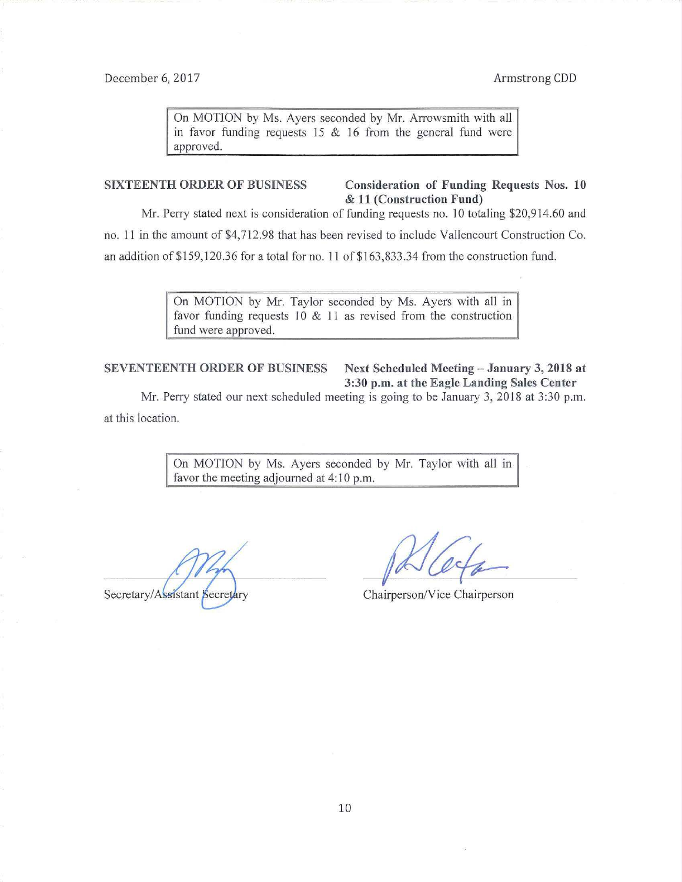On MOTION by Ms. Ayers seconded by Mr. Arrowsmith with all in favor funding requests 15 & 16 from the general fund were approved.

**SIXTEENTH ORDER OF BUSINESS** **Consideration of Funding Requests Nos. 10 & 11 (Construction Fund)**

Mr. Perry stated next is consideration of funding requests no. 10 totaling $20,914.60 and no. 11 in the amount of $4,712.98 that has been revised to include Vallencourt Construction Co. an addition of $159,120.36 for a total for no. 11 of $163,833.34 from the construction fund.

On MOTION by Mr. Taylor seconded by Ms. Ayers with all in favor funding requests 10 & 11 as revised from the construction fund were approved.

**SEVENTEENTH ORDER OF BUSINESS** **Next Scheduled Meeting – January 3, 2018 at 3:30 p.m. at the Eagle Landing Sales Center**

Mr. Perry stated our next scheduled meeting is going to be January 3, 2018 at 3:30 p.m. at this location.

On MOTION by Ms. Ayers seconded by Mr. Taylor with all in favor the meeting adjourned at 4:10 p.m.

Secretary/Assistant Secretary

Chairperson/Vice Chairperson